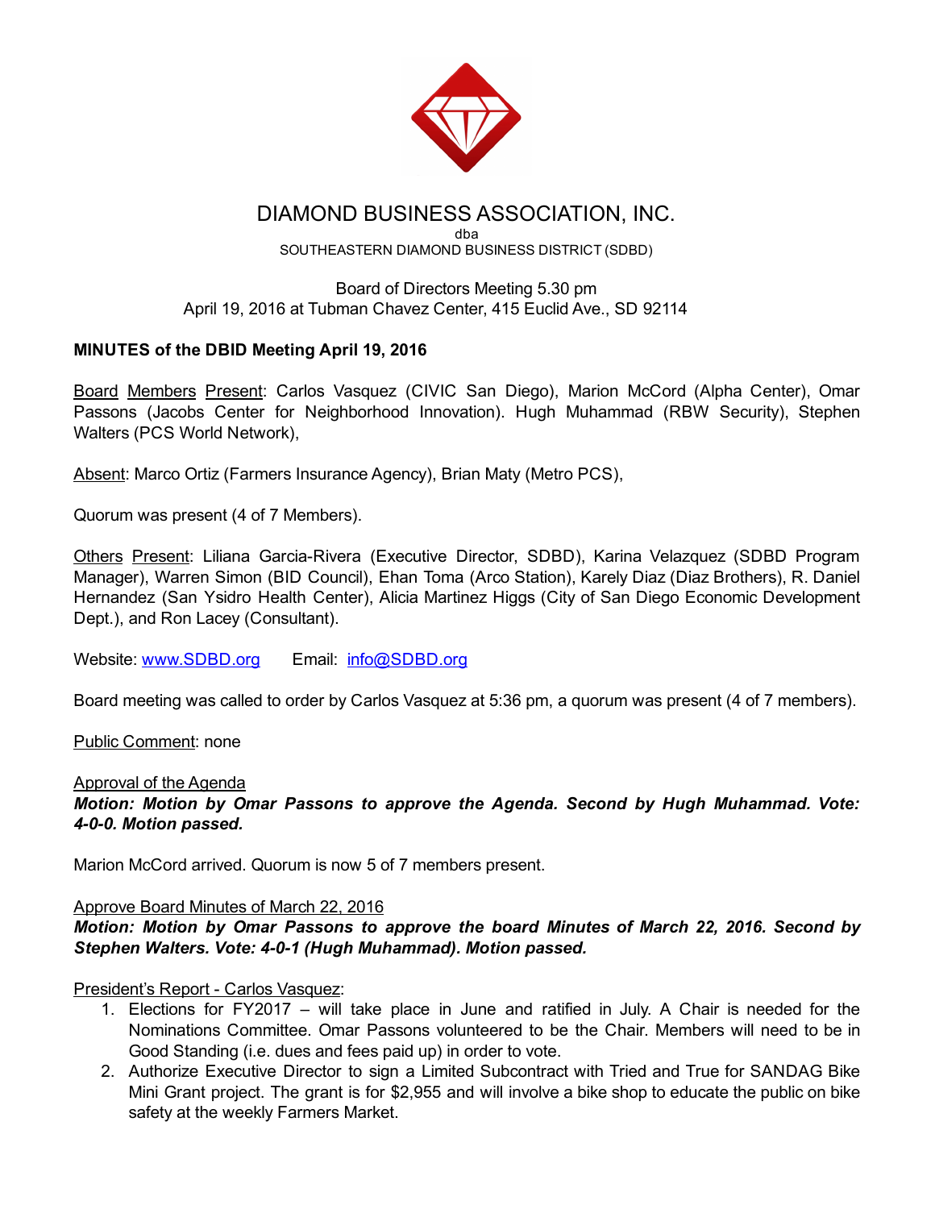# DIAMOND BUSINESS ASSOCIATION, INC.

dba

SOUTHEASTERN DIAMOND BUSINESS DISTRICT (SDBD)

Board of Directors Meeting 5.30 pm
April 19, 2016 at Tubman Chavez Center, 415 Euclid Ave., SD 92114

**MINUTES of the DBID Meeting April 19, 2016**

Board Members Present: Carlos Vasquez (CIVIC San Diego), Marion McCord (Alpha Center), Omar Passons (Jacobs Center for Neighborhood Innovation). Hugh Muhammad (RBW Security), Stephen Walters (PCS World Network),

Absent: Marco Ortiz (Farmers Insurance Agency), Brian Maty (Metro PCS),

Quorum was present (4 of 7 Members).

Others Present: Liliana Garcia-Rivera (Executive Director, SDBD), Karina Velazquez (SDBD Program Manager), Warren Simon (BID Council), Ehan Toma (Arco Station), Karely Diaz (Diaz Brothers), R. Daniel Hernandez (San Ysidro Health Center), Alicia Martinez Higgs (City of San Diego Economic Development Dept.), and Ron Lacey (Consultant).

Website: www.SDBD.org Email: info@SDBD.org

Board meeting was called to order by Carlos Vasquez at 5:36 pm, a quorum was present (4 of 7 members).

Public Comment: none

Approval of the Agenda

***Motion: Motion by Omar Passons to approve the Agenda. Second by Hugh Muhammad. Vote: 4-0-0. Motion passed.***

Marion McCord arrived. Quorum is now 5 of 7 members present.

Approve Board Minutes of March 22, 2016

***Motion: Motion by Omar Passons to approve the board Minutes of March 22, 2016. Second by Stephen Walters. Vote: 4-0-1 (Hugh Muhammad). Motion passed.***

President's Report - Carlos Vasquez:

1. Elections for FY2017 – will take place in June and ratified in July. A Chair is needed for the Nominations Committee. Omar Passons volunteered to be the Chair. Members will need to be in Good Standing (i.e. dues and fees paid up) in order to vote.
2. Authorize Executive Director to sign a Limited Subcontract with Tried and True for SANDAG Bike Mini Grant project. The grant is for $2,955 and will involve a bike shop to educate the public on bike safety at the weekly Farmers Market.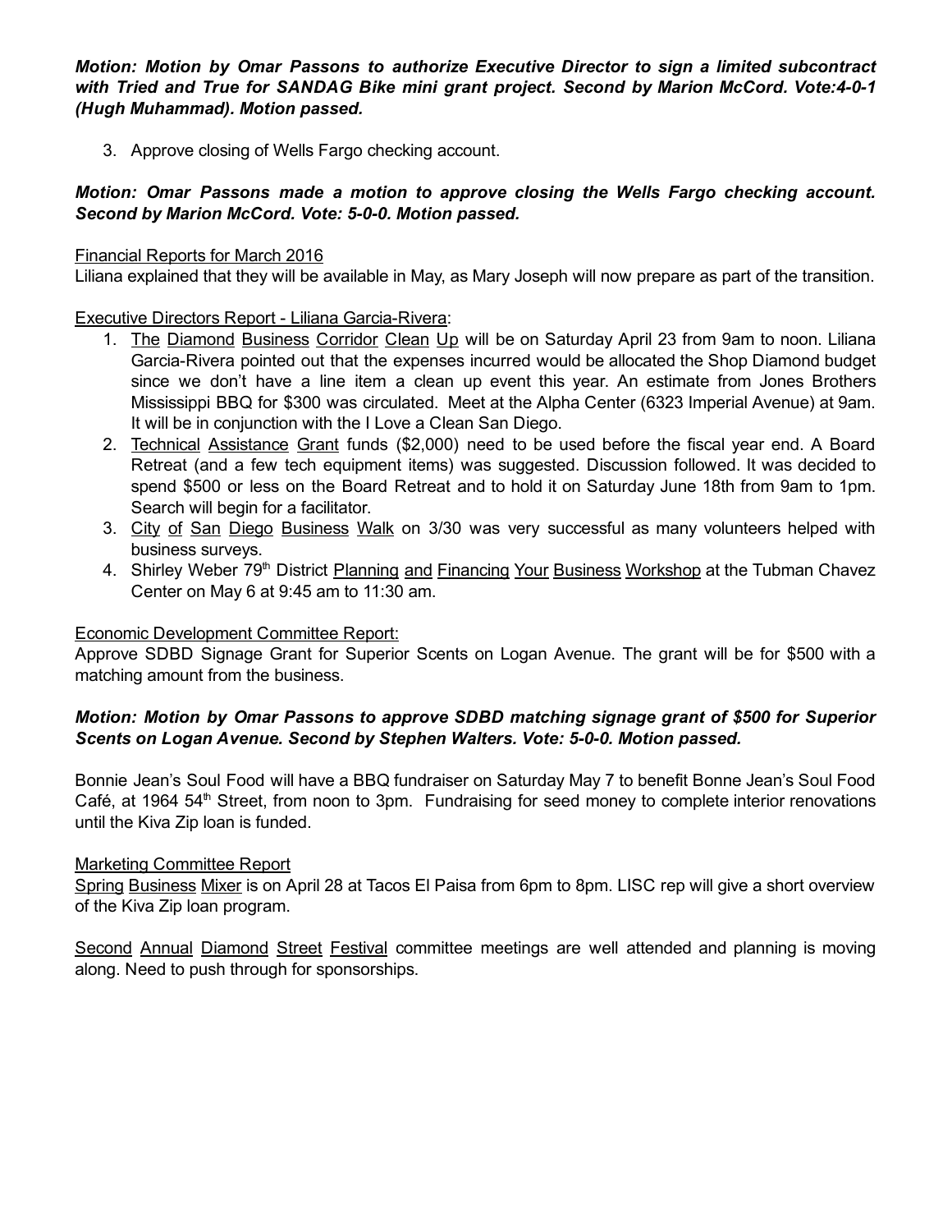***Motion: Motion by Omar Passons to authorize Executive Director to sign a limited subcontract with Tried and True for SANDAG Bike mini grant project. Second by Marion McCord. Vote:4-0-1 (Hugh Muhammad). Motion passed.***

3. Approve closing of Wells Fargo checking account.

***Motion: Omar Passons made a motion to approve closing the Wells Fargo checking account. Second by Marion McCord. Vote: 5-0-0. Motion passed.***

Financial Reports for March 2016

Liliana explained that they will be available in May, as Mary Joseph will now prepare as part of the transition.

Executive Directors Report - Liliana Garcia-Rivera:

1. The Diamond Business Corridor Clean Up will be on Saturday April 23 from 9am to noon. Liliana Garcia-Rivera pointed out that the expenses incurred would be allocated the Shop Diamond budget since we don't have a line item a clean up event this year. An estimate from Jones Brothers Mississippi BBQ for $300 was circulated. Meet at the Alpha Center (6323 Imperial Avenue) at 9am. It will be in conjunction with the I Love a Clean San Diego.
2. Technical Assistance Grant funds ($2,000) need to be used before the fiscal year end. A Board Retreat (and a few tech equipment items) was suggested. Discussion followed. It was decided to spend $500 or less on the Board Retreat and to hold it on Saturday June 18th from 9am to 1pm. Search will begin for a facilitator.
3. City of San Diego Business Walk on 3/30 was very successful as many volunteers helped with business surveys.
4. Shirley Weber 79th District Planning and Financing Your Business Workshop at the Tubman Chavez Center on May 6 at 9:45 am to 11:30 am.

Economic Development Committee Report:

Approve SDBD Signage Grant for Superior Scents on Logan Avenue. The grant will be for $500 with a matching amount from the business.

***Motion: Motion by Omar Passons to approve SDBD matching signage grant of $500 for Superior Scents on Logan Avenue. Second by Stephen Walters. Vote: 5-0-0. Motion passed.***

Bonnie Jean's Soul Food will have a BBQ fundraiser on Saturday May 7 to benefit Bonne Jean's Soul Food Café, at 1964 54th Street, from noon to 3pm. Fundraising for seed money to complete interior renovations until the Kiva Zip loan is funded.

Marketing Committee Report

Spring Business Mixer is on April 28 at Tacos El Paisa from 6pm to 8pm. LISC rep will give a short overview of the Kiva Zip loan program.

Second Annual Diamond Street Festival committee meetings are well attended and planning is moving along. Need to push through for sponsorships.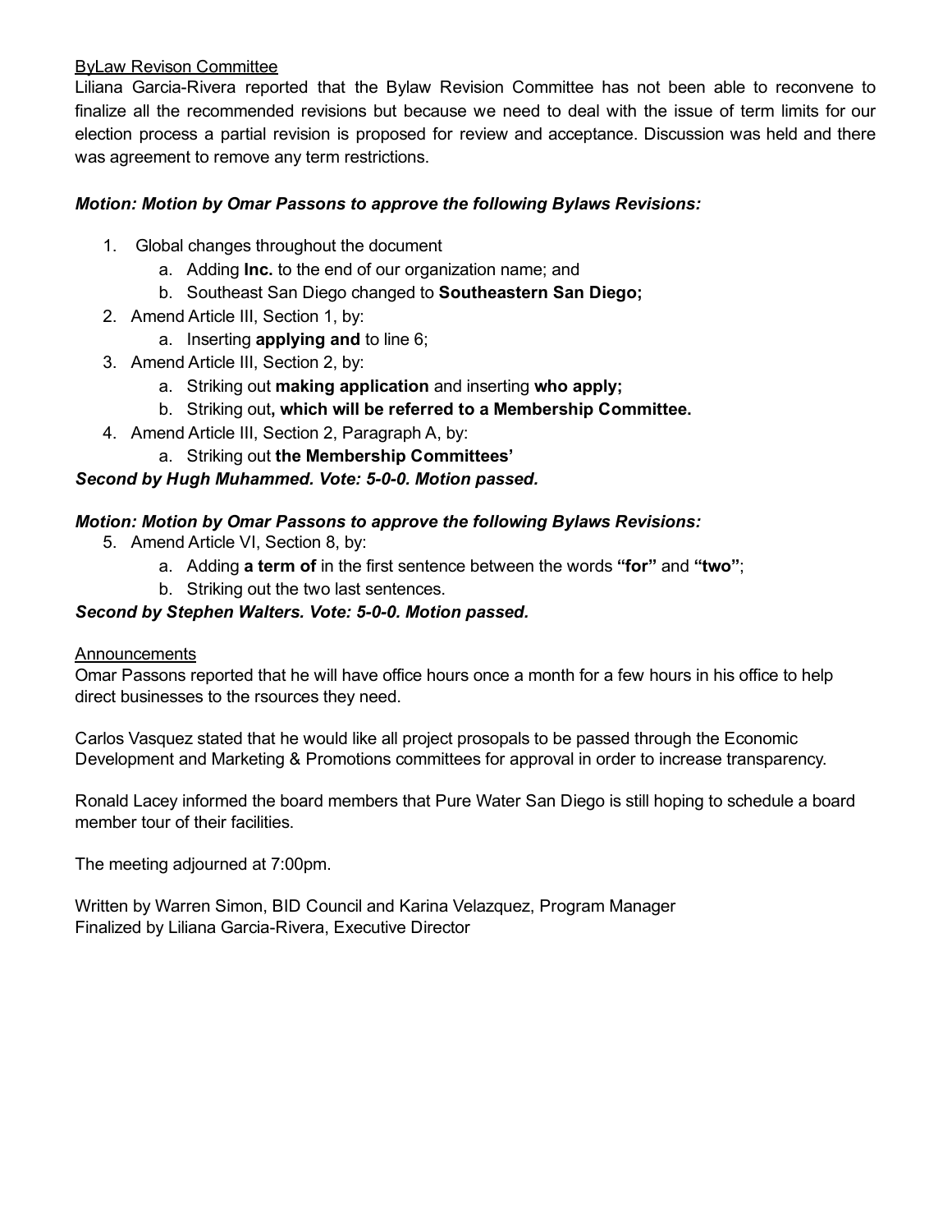ByLaw Revison Committee

Liliana Garcia-Rivera reported that the Bylaw Revision Committee has not been able to reconvene to finalize all the recommended revisions but because we need to deal with the issue of term limits for our election process a partial revision is proposed for review and acceptance. Discussion was held and there was agreement to remove any term restrictions.

***Motion: Motion by Omar Passons to approve the following Bylaws Revisions:***

1. Global changes throughout the document
   a. Adding **Inc.** to the end of our organization name; and
   b. Southeast San Diego changed to **Southeastern San Diego;**
2. Amend Article III, Section 1, by:
   a. Inserting **applying and** to line 6;
3. Amend Article III, Section 2, by:
   a. Striking out **making application** and inserting **who apply;**
   b. Striking out**, which will be referred to a Membership Committee.**
4. Amend Article III, Section 2, Paragraph A, by:
   a. Striking out **the Membership Committees'**

***Second by Hugh Muhammed. Vote: 5-0-0. Motion passed.***

***Motion: Motion by Omar Passons to approve the following Bylaws Revisions:***

5. Amend Article VI, Section 8, by:
   a. Adding **a term of** in the first sentence between the words **"for"** and **"two"**;
   b. Striking out the two last sentences.

***Second by Stephen Walters. Vote: 5-0-0. Motion passed.***

Announcements

Omar Passons reported that he will have office hours once a month for a few hours in his office to help direct businesses to the rsources they need.

Carlos Vasquez stated that he would like all project prosopals to be passed through the Economic Development and Marketing & Promotions committees for approval in order to increase transparency.

Ronald Lacey informed the board members that Pure Water San Diego is still hoping to schedule a board member tour of their facilities.

The meeting adjourned at 7:00pm.

Written by Warren Simon, BID Council and Karina Velazquez, Program Manager
Finalized by Liliana Garcia-Rivera, Executive Director